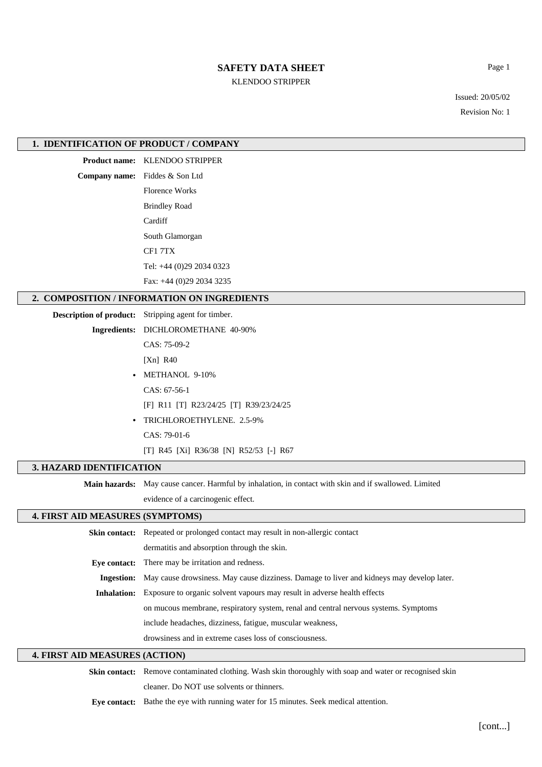# SAFETY DATA SHEET

KLENDOO STRIPPER

Issued: 20/05/02

Revision No: 1

## 1. IDENTIFICATION OF PRODUCT / COMPANY

**Product name:** KLENDOO STRIPPER

**Company name:** Fiddes & Son Ltd

Florence Works

Brindley Road

Cardiff

South Glamorgan

CF1 7TX

Tel: +44 (0)29 2034 0323

Fax: +44 (0)29 2034 3235

## 2. COMPOSITION / INFORMATION ON INGREDIENTS

**Description of product:** Stripping agent for timber.

**Ingredients:** DICHLOROMETHANE 40-90%

CAS: 75-09-2

[Xn] R40

- METHANOL 9-10%

  CAS: 67-56-1

  [F] R11 [T] R23/24/25 [T] R39/23/24/25

- TRICHLOROETHYLENE. 2.5-9%

  CAS: 79-01-6

  [T] R45 [Xi] R36/38 [N] R52/53 [-] R67

## 3. HAZARD IDENTIFICATION

**Main hazards:** May cause cancer. Harmful by inhalation, in contact with skin and if swallowed. Limited evidence of a carcinogenic effect.

## 4. FIRST AID MEASURES (SYMPTOMS)

**Skin contact:** Repeated or prolonged contact may result in non-allergic contact dermatitis and absorption through the skin.

**Eye contact:** There may be irritation and redness.

**Ingestion:** May cause drowsiness. May cause dizziness. Damage to liver and kidneys may develop later.

**Inhalation:** Exposure to organic solvent vapours may result in adverse health effects on mucous membrane, respiratory system, renal and central nervous systems. Symptoms include headaches, dizziness, fatigue, muscular weakness, drowsiness and in extreme cases loss of consciousness.

## 4. FIRST AID MEASURES (ACTION)

**Skin contact:** Remove contaminated clothing. Wash skin thoroughly with soap and water or recognised skin cleaner. Do NOT use solvents or thinners.

**Eye contact:** Bathe the eye with running water for 15 minutes. Seek medical attention.

[cont...]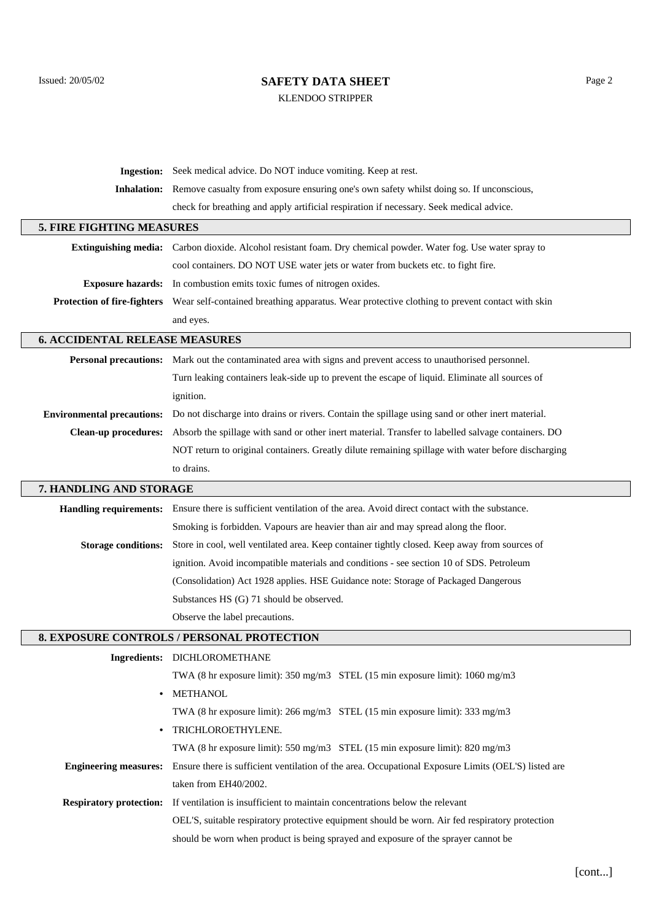**Ingestion:** Seek medical advice. Do NOT induce vomiting. Keep at rest.

**Inhalation:** Remove casualty from exposure ensuring one's own safety whilst doing so. If unconscious, check for breathing and apply artificial respiration if necessary. Seek medical advice.

## 5. FIRE FIGHTING MEASURES

**Extinguishing media:** Carbon dioxide. Alcohol resistant foam. Dry chemical powder. Water fog. Use water spray to cool containers. DO NOT USE water jets or water from buckets etc. to fight fire.

**Exposure hazards:** In combustion emits toxic fumes of nitrogen oxides.

**Protection of fire-fighters** Wear self-contained breathing apparatus. Wear protective clothing to prevent contact with skin and eyes.

## 6. ACCIDENTAL RELEASE MEASURES

**Personal precautions:** Mark out the contaminated area with signs and prevent access to unauthorised personnel. Turn leaking containers leak-side up to prevent the escape of liquid. Eliminate all sources of ignition.

**Environmental precautions:** Do not discharge into drains or rivers. Contain the spillage using sand or other inert material.

**Clean-up procedures:** Absorb the spillage with sand or other inert material. Transfer to labelled salvage containers. DO NOT return to original containers. Greatly dilute remaining spillage with water before discharging to drains.

## 7. HANDLING AND STORAGE

**Handling requirements:** Ensure there is sufficient ventilation of the area. Avoid direct contact with the substance. Smoking is forbidden. Vapours are heavier than air and may spread along the floor.

**Storage conditions:** Store in cool, well ventilated area. Keep container tightly closed. Keep away from sources of ignition. Avoid incompatible materials and conditions - see section 10 of SDS. Petroleum (Consolidation) Act 1928 applies. HSE Guidance note: Storage of Packaged Dangerous Substances HS (G) 71 should be observed.

Observe the label precautions.

## 8. EXPOSURE CONTROLS / PERSONAL PROTECTION

**Ingredients:** DICHLOROMETHANE

TWA (8 hr exposure limit): 350 mg/m3 STEL (15 min exposure limit): 1060 mg/m3

- METHANOL

  TWA (8 hr exposure limit): 266 mg/m3 STEL (15 min exposure limit): 333 mg/m3

- TRICHLOROETHYLENE.

  TWA (8 hr exposure limit): 550 mg/m3 STEL (15 min exposure limit): 820 mg/m3

**Engineering measures:** Ensure there is sufficient ventilation of the area. Occupational Exposure Limits (OEL'S) listed are taken from EH40/2002.

**Respiratory protection:** If ventilation is insufficient to maintain concentrations below the relevant OEL'S, suitable respiratory protective equipment should be worn. Air fed respiratory protection should be worn when product is being sprayed and exposure of the sprayer cannot be

[cont...]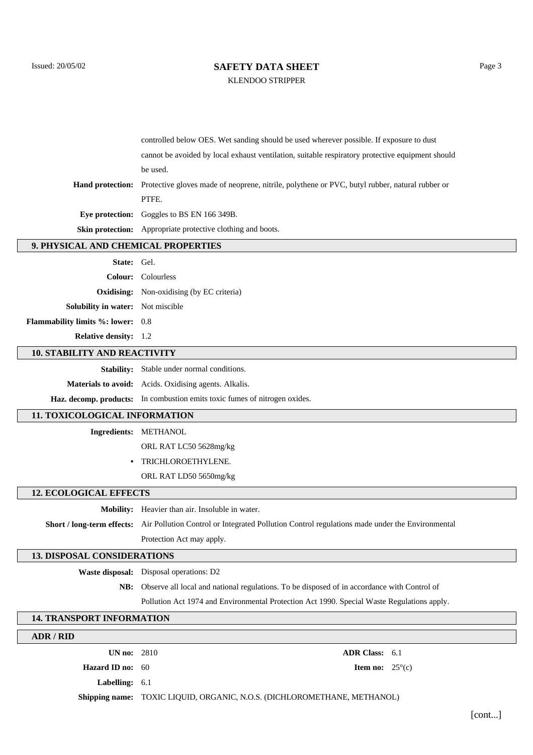controlled below OES. Wet sanding should be used wherever possible. If exposure to dust cannot be avoided by local exhaust ventilation, suitable respiratory protective equipment should be used.

**Hand protection:** Protective gloves made of neoprene, nitrile, polythene or PVC, butyl rubber, natural rubber or PTFE.

**Eye protection:** Goggles to BS EN 166 349B.

**Skin protection:** Appropriate protective clothing and boots.

## 9. PHYSICAL AND CHEMICAL PROPERTIES

**State:** Gel.

**Colour:** Colourless

**Oxidising:** Non-oxidising (by EC criteria)

**Solubility in water:** Not miscible

**Flammability limits %: lower:** 0.8

**Relative density:** 1.2

## 10. STABILITY AND REACTIVITY

**Stability:** Stable under normal conditions.

**Materials to avoid:** Acids. Oxidising agents. Alkalis.

**Haz. decomp. products:** In combustion emits toxic fumes of nitrogen oxides.

## 11. TOXICOLOGICAL INFORMATION

**Ingredients:** METHANOL

ORL RAT LC50 5628mg/kg

- TRICHLOROETHYLENE.

ORL RAT LD50 5650mg/kg

## 12. ECOLOGICAL EFFECTS

**Mobility:** Heavier than air. Insoluble in water.

**Short / long-term effects:** Air Pollution Control or Integrated Pollution Control regulations made under the Environmental Protection Act may apply.

## 13. DISPOSAL CONSIDERATIONS

**Waste disposal:** Disposal operations: D2

**NB:** Observe all local and national regulations. To be disposed of in accordance with Control of Pollution Act 1974 and Environmental Protection Act 1990. Special Waste Regulations apply.

## 14. TRANSPORT INFORMATION

### ADR / RID

**UN no:** 2810 **ADR Class:** 6.1

**Hazard ID no:** 60 **Item no:** 25°(c)

**Labelling:** 6.1

**Shipping name:** TOXIC LIQUID, ORGANIC, N.O.S. (DICHLOROMETHANE, METHANOL)

[cont...]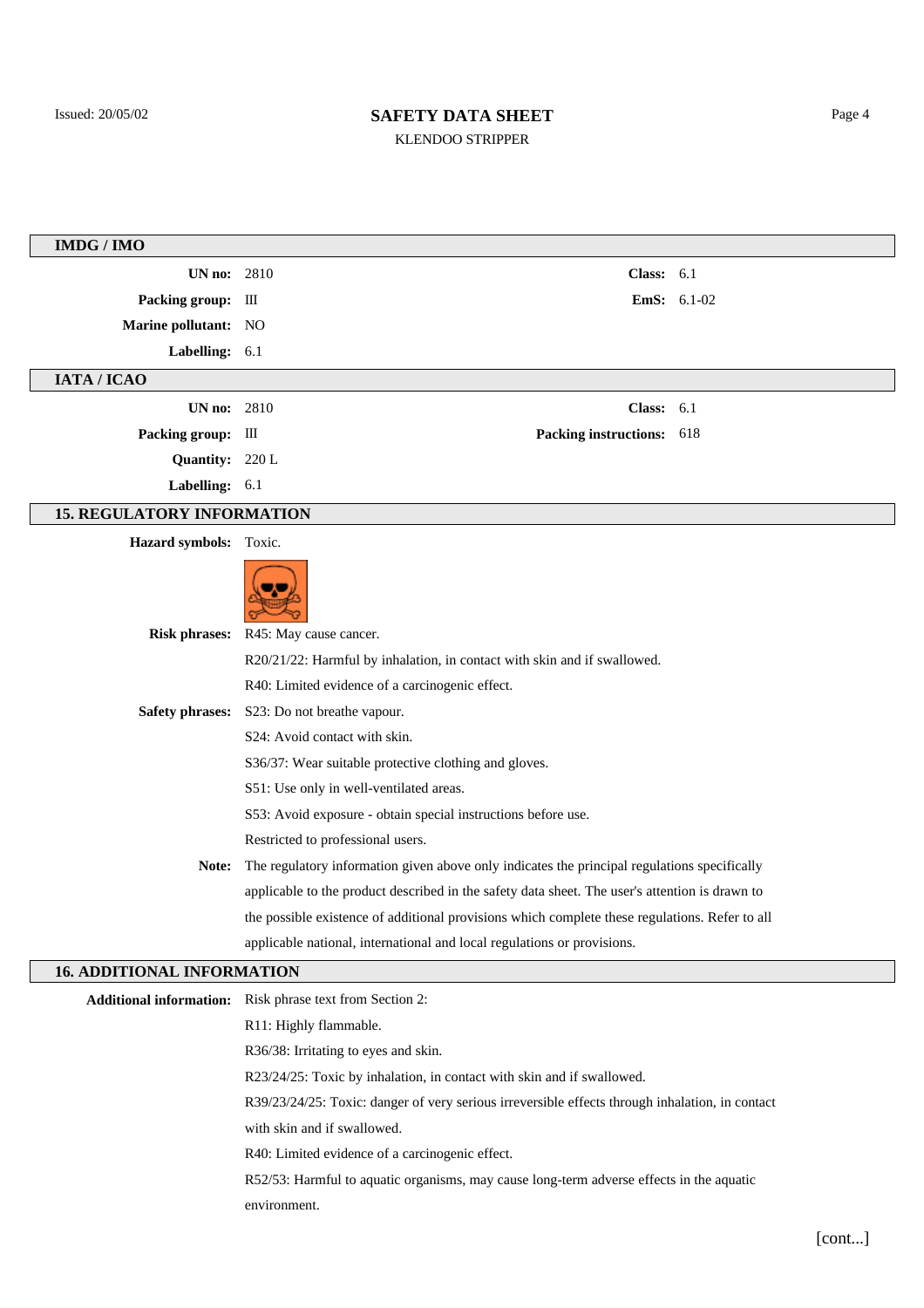## IMDG / IMO

| | | | |
|---|---|---|---|
| **UN no:** | 2810 | **Class:** | 6.1 |
| **Packing group:** | III | **EmS:** | 6.1-02 |
| **Marine pollutant:** | NO | | |
| **Labelling:** | 6.1 | | |

## IATA / ICAO

| | | | |
|---|---|---|---|
| **UN no:** | 2810 | **Class:** | 6.1 |
| **Packing group:** | III | **Packing instructions:** | 618 |
| **Quantity:** | 220 L | | |
| **Labelling:** | 6.1 | | |

## 15. REGULATORY INFORMATION

**Hazard symbols:** Toxic.

**Risk phrases:** R45: May cause cancer.

R20/21/22: Harmful by inhalation, in contact with skin and if swallowed.

R40: Limited evidence of a carcinogenic effect.

**Safety phrases:** S23: Do not breathe vapour.

S24: Avoid contact with skin.

S36/37: Wear suitable protective clothing and gloves.

S51: Use only in well-ventilated areas.

S53: Avoid exposure - obtain special instructions before use.

Restricted to professional users.

**Note:** The regulatory information given above only indicates the principal regulations specifically applicable to the product described in the safety data sheet. The user's attention is drawn to the possible existence of additional provisions which complete these regulations. Refer to all applicable national, international and local regulations or provisions.

## 16. ADDITIONAL INFORMATION

**Additional information:** Risk phrase text from Section 2:

R11: Highly flammable.

R36/38: Irritating to eyes and skin.

R23/24/25: Toxic by inhalation, in contact with skin and if swallowed.

R39/23/24/25: Toxic: danger of very serious irreversible effects through inhalation, in contact with skin and if swallowed.

R40: Limited evidence of a carcinogenic effect.

R52/53: Harmful to aquatic organisms, may cause long-term adverse effects in the aquatic environment.

[cont...]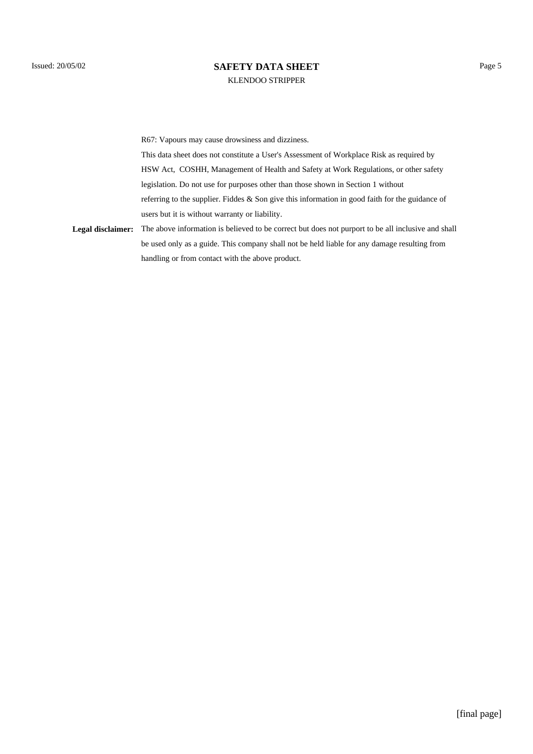R67: Vapours may cause drowsiness and dizziness.

This data sheet does not constitute a User's Assessment of Workplace Risk as required by HSW Act, COSHH, Management of Health and Safety at Work Regulations, or other safety legislation. Do not use for purposes other than those shown in Section 1 without referring to the supplier. Fiddes & Son give this information in good faith for the guidance of users but it is without warranty or liability.

**Legal disclaimer:** The above information is believed to be correct but does not purport to be all inclusive and shall be used only as a guide. This company shall not be held liable for any damage resulting from handling or from contact with the above product.

[final page]